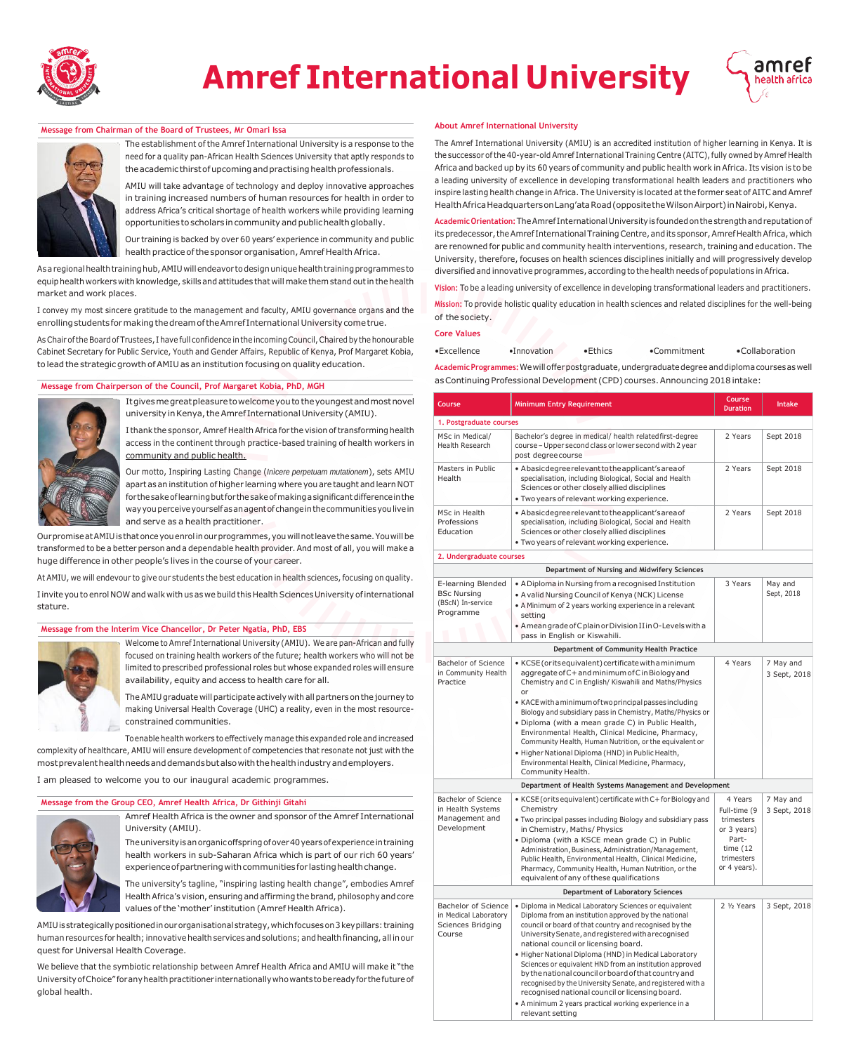# Amref International University

## Message from Chairman of the Board of Trustees, Mr Omari Issa

The establishment of the Amref International University is a response to the need for a quality pan-African Health Sciences University that aptly responds to the academic thirst of upcoming and practising health professionals.

AMIU will take advantage of technology and deploy innovative approaches in training increased numbers of human resources for health in order to address Africa's critical shortage of health workers while providing learning opportunities to scholars in community and public health globally.

Our training is backed by over 60 years' experience in community and public health practice of the sponsor organisation, Amref Health Africa.

As a regional health training hub, AMIU will endeavor to design unique health training programmes to equip health workers with knowledge, skills and attitudes that will make them stand out in the health market and work places.

I convey my most sincere gratitude to the management and faculty, AMIU governance organs and the enrolling students for making the dream of the Amref International University come true.

As Chair of the Board of Trustees, I have full confidence in the incoming Council, Chaired by the honourable Cabinet Secretary for Public Service, Youth and Gender Affairs, Republic of Kenya, Prof Margaret Kobia, to lead the strategic growth of AMIU as an institution focusing on quality education.

## Message from Chairperson of the Council, Prof Margaret Kobia, PhD, MGH

It gives me great pleasure to welcome you to the youngest and most novel university in Kenya, the Amref International University (AMIU).

I thank the sponsor, Amref Health Africa for the vision of transforming health access in the continent through practice-based training of health workers in community and public health.

Our motto, Inspiring Lasting Change (*Inicere perpetuam mutationem*), sets AMIU apart as an institution of higher learning where you are taught and learn NOT for the sake of learning but for the sake of making a significant difference in the way you perceive yourself as an agent of change in the communities you live in and serve as a health practitioner.

Our promise at AMIU is that once you enrol in our programmes, you will not leave the same. You will be transformed to be a better person and a dependable health provider. And most of all, you will make a huge difference in other people's lives in the course of your career.

At AMIU, we will endevour to give our students the best education in health sciences, focusing on quality.

I invite you to enrol NOW and walk with us as we build this Health Sciences University of international stature.

## Message from the Interim Vice Chancellor, Dr Peter Ngatia, PhD, EBS

Welcome to Amref International University (AMIU). We are pan-African and fully focused on training health workers of the future; health workers who will not be limited to prescribed professional roles but whose expanded roles will ensure availability, equity and access to health care for all.

The AMIU graduate will participate actively with all partners on the journey to making Universal Health Coverage (UHC) a reality, even in the most resource-constrained communities.

To enable health workers to effectively manage this expanded role and increased complexity of healthcare, AMIU will ensure development of competencies that resonate not just with the most prevalent health needs and demands but also with the health industry and employers.

I am pleased to welcome you to our inaugural academic programmes.

## Message from the Group CEO, Amref Health Africa, Dr Githinji Gitahi

Amref Health Africa is the owner and sponsor of the Amref International University (AMIU).

The university is an organic offspring of over 40 years of experience in training health workers in sub-Saharan Africa which is part of our rich 60 years' experience of partnering with communities for lasting health change.

The university's tagline, "inspiring lasting health change", embodies Amref Health Africa's vision, ensuring and affirming the brand, philosophy and core values of the 'mother' institution (Amref Health Africa).

AMIU is strategically positioned in our organisational strategy, which focuses on 3 key pillars: training human resources for health; innovative health services and solutions; and health financing, all in our quest for Universal Health Coverage.

We believe that the symbiotic relationship between Amref Health Africa and AMIU will make it "the University of Choice" for any health practitioner internationally who wants to be ready for the future of global health.

## About Amref International University

The Amref International University (AMIU) is an accredited institution of higher learning in Kenya. It is the successor of the 40-year-old Amref International Training Centre (AITC), fully owned by Amref Health Africa and backed up by its 60 years of community and public health work in Africa. Its vision is to be a leading university of excellence in developing transformational health leaders and practitioners who inspire lasting health change in Africa. The University is located at the former seat of AITC and Amref Health Africa Headquarters on Lang'ata Road (opposite the Wilson Airport) in Nairobi, Kenya.

**Academic Orientation:** The Amref International University is founded on the strength and reputation of its predecessor, the Amref International Training Centre, and its sponsor, Amref Health Africa, which are renowned for public and community health interventions, research, training and education. The University, therefore, focuses on health sciences disciplines initially and will progressively develop diversified and innovative programmes, according to the health needs of populations in Africa.

**Vision:** To be a leading university of excellence in developing transformational leaders and practitioners.

**Mission:** To provide holistic quality education in health sciences and related disciplines for the well-being of the society.

**Core Values**

- Excellence
- Innovation
- Ethics
- Commitment
- Collaboration

**Academic Programmes:** We will offer postgraduate, undergraduate degree and diploma courses as well as Continuing Professional Development (CPD) courses. Announcing 2018 intake:

| Course | Minimum Entry Requirement | Course Duration | Intake |
|---|---|---|---|
| **1. Postgraduate courses** | | | |
| MSc in Medical/ Health Research | Bachelor's degree in medical/ health related first-degree course – Upper second class or lower second with 2 year post degree course | 2 Years | Sept 2018 |
| Masters in Public Health | • A basic degree relevant to the applicant's area of specialisation, including Biological, Social and Health Sciences or other closely allied disciplines<br>• Two years of relevant working experience. | 2 Years | Sept 2018 |
| MSc in Health Professions Education | • A basic degree relevant to the applicant's area of specialisation, including Biological, Social and Health Sciences or other closely allied disciplines<br>• Two years of relevant working experience. | 2 Years | Sept 2018 |
| **2. Undergraduate courses** | | | |
| **Department of Nursing and Midwifery Sciences** | | | |
| E-learning Blended BSc Nursing (BScN) In-service Programme | • A Diploma in Nursing from a recognised Institution<br>• A valid Nursing Council of Kenya (NCK) License<br>• A Minimum of 2 years working experience in a relevant setting<br>• A mean grade of C plain or Division II in O-Levels with a pass in English or Kiswahili. | 3 Years | May and Sept, 2018 |
| **Department of Community Health Practice** | | | |
| Bachelor of Science in Community Health Practice | • KCSE (or its equivalent) certificate with a minimum aggregate of C+ and minimum of C in Biology and Chemistry and C in English/ Kiswahili and Maths/Physics<br>or<br>• KACE with a minimum of two principal passes including Biology and subsidiary pass in Chemistry, Maths/Physics or<br>• Diploma (with a mean grade C) in Public Health, Environmental Health, Clinical Medicine, Pharmacy, Community Health, Human Nutrition, or the equivalent or<br>• Higher National Diploma (HND) in Public Health, Environmental Health, Clinical Medicine, Pharmacy, Community Health. | 4 Years | 7 May and 3 Sept, 2018 |
| **Department of Health Systems Management and Development** | | | |
| Bachelor of Science in Health Systems Management and Development | • KCSE (or its equivalent) certificate with C+ for Biology and Chemistry<br>• Two principal passes including Biology and subsidiary pass in Chemistry, Maths/ Physics<br>• Diploma (with a KSCE mean grade C) in Public Administration, Business, Administration/Management, Public Health, Environmental Health, Clinical Medicine, Pharmacy, Community Health, Human Nutrition, or the equivalent of any of these qualifications | 4 Years Full-time (9 trimesters or 3 years) Part-time (12 trimesters or 4 years). | 7 May and 3 Sept, 2018 |
| **Department of Laboratory Sciences** | | | |
| Bachelor of Science in Medical Laboratory Sciences Bridging Course | • Diploma in Medical Laboratory Sciences or equivalent Diploma from an institution approved by the national council or board of that country and recognised by the University Senate, and registered with a recognised national council or licensing board.<br>• Higher National Diploma (HND) in Medical Laboratory Sciences or equivalent HND from an institution approved by the national council or board of that country and recognised by the University Senate, and registered with a recognised national council or licensing board.<br>• A minimum 2 years practical working experience in a relevant setting | 2 ½ Years | 3 Sept, 2018 |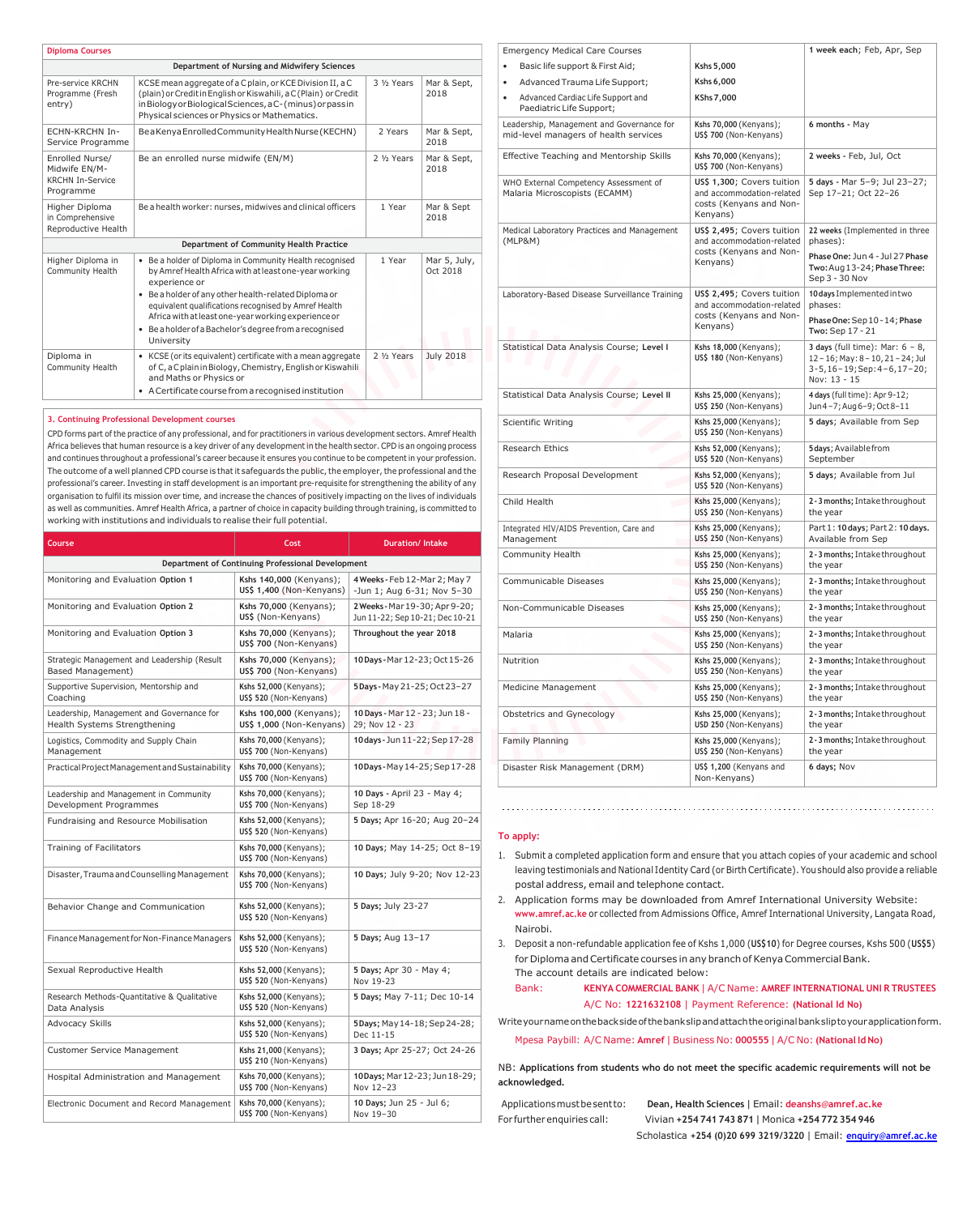## Diploma Courses

| | | | |
|---|---|---|---|
| **Department of Nursing and Midwifery Sciences** | | | |
| Pre-service KRCHN Programme (Fresh entry) | KCSE mean aggregate of a C plain, or KCE Division II, a C (plain) or Credit in English or Kiswahili, a C (Plain) or Credit in Biology or Biological Sciences, a C- (minus) or pass in Physical sciences or Physics or Mathematics. | 3 ½ Years | Mar & Sept, 2018 |
| ECHN-KRCHN In-Service Programme | Be a Kenya Enrolled Community Health Nurse (KECHN) | 2 Years | Mar & Sept, 2018 |
| Enrolled Nurse/ Midwife EN/M-KRCHN In-Service Programme | Be an enrolled nurse midwife (EN/M) | 2 ½ Years | Mar & Sept, 2018 |
| Higher Diploma in Comprehensive Reproductive Health | Be a health worker: nurses, midwives and clinical officers | 1 Year | Mar & Sept 2018 |
| **Department of Community Health Practice** | | | |
| Higher Diploma in Community Health | • Be a holder of Diploma in Community Health recognised by Amref Health Africa with at least one-year working experience or<br>• Be a holder of any other health-related Diploma or equivalent qualifications recognised by Amref Health Africa with at least one-year working experience or<br>• Be a holder of a Bachelor's degree from a recognised University | 1 Year | Mar 5, July, Oct 2018 |
| Diploma in Community Health | • KCSE (or its equivalent) certificate with a mean aggregate of C, a C plain in Biology, Chemistry, English or Kiswahili and Maths or Physics or<br>• A Certificate course from a recognised institution | 2 ½ Years | July 2018 |

## 3. Continuing Professional Development courses

CPD forms part of the practice of any professional, and for practitioners in various development sectors. Amref Health Africa believes that human resource is a key driver of any development in the health sector. CPD is an ongoing process and continues throughout a professional's career because it ensures you continue to be competent in your profession. The outcome of a well planned CPD course is that it safeguards the public, the employer, the professional and the professional's career. Investing in staff development is an important pre-requisite for strengthening the ability of any organisation to fulfil its mission over time, and increase the chances of positively impacting on the lives of individuals as well as communities. Amref Health Africa, a partner of choice in capacity building through training, is committed to working with institutions and individuals to realise their full potential.

| Course | Cost | Duration/ Intake |
|---|---|---|
| **Department of Continuing Professional Development** | | |
| Monitoring and Evaluation **Option 1** | Kshs 140,000 (Kenyans); US$ 1,400 (Non-Kenyans) | **4 Weeks** - Feb 12-Mar 2; May 7 -Jun 1; Aug 6-31; Nov 5–30 |
| Monitoring and Evaluation **Option 2** | Kshs 70,000 (Kenyans); US$ (Non-Kenyans) | **2 Weeks** - Mar 19-30; Apr 9-20; Jun 11-22; Sep 10-21; Dec 10-21 |
| Monitoring and Evaluation **Option 3** | Kshs 70,000 (Kenyans); US$ 700 (Non-Kenyans) | Throughout the year 2018 |
| Strategic Management and Leadership (Result Based Management) | Kshs 70,000 (Kenyans); US$ 700 (Non-Kenyans) | **10 Days** - Mar 12-23; Oct 15-26 |
| Supportive Supervision, Mentorship and Coaching | Kshs 52,000 (Kenyans); US$ 520 (Non-Kenyans) | **5 Days** - May 21-25; Oct 23–27 |
| Leadership, Management and Governance for Health Systems Strengthening | Kshs 100,000 (Kenyans); US$ 1,000 (Non-Kenyans) | **10 Days** - Mar 12 - 23; Jun 18 - 29; Nov 12 - 23 |
| Logistics, Commodity and Supply Chain Management | Kshs 70,000 (Kenyans); US$ 700 (Non-Kenyans) | **10 days** - Jun 11-22; Sep 17-28 |
| Practical Project Management and Sustainability | Kshs 70,000 (Kenyans); US$ 700 (Non-Kenyans) | **10 Days** - May 14-25; Sep 17-28 |
| Leadership and Management in Community Development Programmes | Kshs 70,000 (Kenyans); US$ 700 (Non-Kenyans) | **10 Days** - April 23 - May 4; Sep 18-29 |
| Fundraising and Resource Mobilisation | Kshs 52,000 (Kenyans); US$ 520 (Non-Kenyans) | **5 Days**; Apr 16-20; Aug 20–24 |
| Training of Facilitators | Kshs 70,000 (Kenyans); US$ 700 (Non-Kenyans) | **10 Days**; May 14-25; Oct 8–19 |
| Disaster, Trauma and Counselling Management | Kshs 70,000 (Kenyans); US$ 700 (Non-Kenyans) | **10 Days**; July 9-20; Nov 12-23 |
| Behavior Change and Communication | Kshs 52,000 (Kenyans); US$ 520 (Non-Kenyans) | **5 Days**; July 23-27 |
| Finance Management for Non-Finance Managers | Kshs 52,000 (Kenyans); US$ 520 (Non-Kenyans) | **5 Days**; Aug 13–17 |
| Sexual Reproductive Health | Kshs 52,000 (Kenyans); US$ 520 (Non-Kenyans) | **5 Days**; Apr 30 - May 4; Nov 19-23 |
| Research Methods-Quantitative & Qualitative Data Analysis | Kshs 52,000 (Kenyans); US$ 520 (Non-Kenyans) | **5 Days**; May 7-11; Dec 10-14 |
| Advocacy Skills | Kshs 52,000 (Kenyans); US$ 520 (Non-Kenyans) | **5 Days**; May 14-18; Sep 24-28; Dec 11-15 |
| Customer Service Management | Kshs 21,000 (Kenyans); US$ 210 (Non-Kenyans) | **3 Days**; Apr 25-27; Oct 24-26 |
| Hospital Administration and Management | Kshs 70,000 (Kenyans); US$ 700 (Non-Kenyans) | **10 Days**; Mar 12-23; Jun 18-29; Nov 12–23 |
| Electronic Document and Record Management | Kshs 70,000 (Kenyans); US$ 700 (Non-Kenyans) | **10 Days**; Jun 25 - Jul 6; Nov 19–30 |
| Emergency Medical Care Courses<br>• Basic life support & First Aid;<br>• Advanced Trauma Life Support;<br>• Advanced Cardiac Life Support and Paediatric Life Support; | <br>Kshs 5,000<br>Kshs 6,000<br>KShs 7,000 | **1 week each**; Feb, Apr, Sep |
| Leadership, Management and Governance for mid-level managers of health services | Kshs 70,000 (Kenyans); US$ 700 (Non-Kenyans) | **6 months** - May |
| Effective Teaching and Mentorship Skills | Kshs 70,000 (Kenyans); US$ 700 (Non-Kenyans) | **2 weeks** - Feb, Jul, Oct |
| WHO External Competency Assessment of Malaria Microscopists (ECAMM) | US$ 1,300; Covers tuition and accommodation-related costs (Kenyans and Non-Kenyans) | **5 days** - Mar 5–9; Jul 23–27; Sep 17–21; Oct 22–26 |
| Medical Laboratory Practices and Management (MLP&M) | US$ 2,495; Covers tuition and accommodation-related costs (Kenyans and Non-Kenyans) | **22 weeks** (Implemented in three phases):<br>**Phase One:** Jun 4 - Jul 27 **Phase Two:** Aug 13-24; **Phase Three:** Sep 3 - 30 Nov |
| Laboratory-Based Disease Surveillance Training | US$ 2,495; Covers tuition and accommodation-related costs (Kenyans and Non-Kenyans) | **10 days** Implemented in two phases:<br>**Phase One:** Sep 10 - 14; **Phase Two:** Sep 17 - 21 |
| Statistical Data Analysis Course; **Level I** | Kshs 18,000 (Kenyans); US$ 180 (Non-Kenyans) | **3 days** (full time): Mar: 6 – 8, 12 – 16; May: 8 – 10, 21 – 24; Jul 3-5, 16 – 19; Sep: 4 – 6, 17 – 20; Nov: 13 - 15 |
| Statistical Data Analysis Course; **Level II** | Kshs 25,000 (Kenyans); US$ 250 (Non-Kenyans) | **4 days** (full time): Apr 9-12; Jun 4 – 7; Aug 6–9; Oct 8–11 |
| Scientific Writing | Kshs 25,000 (Kenyans); US$ 250 (Non-Kenyans) | **5 days**; Available from Sep |
| Research Ethics | Kshs 52,000 (Kenyans); US$ 520 (Non-Kenyans) | **5 days**; Available from September |
| Research Proposal Development | Kshs 52,000 (Kenyans); US$ 520 (Non-Kenyans) | **5 days**; Available from Jul |
| Child Health | Kshs 25,000 (Kenyans); US$ 250 (Non-Kenyans) | **2 - 3 months**; Intake throughout the year |
| Integrated HIV/AIDS Prevention, Care and Management | Kshs 25,000 (Kenyans); US$ 250 (Non-Kenyans) | Part 1: **10 days**; Part 2: **10 days.** Available from Sep |
| Community Health | Kshs 25,000 (Kenyans); US$ 250 (Non-Kenyans) | **2 - 3 months**; Intake throughout the year |
| Communicable Diseases | Kshs 25,000 (Kenyans); US$ 250 (Non-Kenyans) | **2 - 3 months**; Intake throughout the year |
| Non-Communicable Diseases | Kshs 25,000 (Kenyans); US$ 250 (Non-Kenyans) | **2 - 3 months**; Intake throughout the year |
| Malaria | Kshs 25,000 (Kenyans); US$ 250 (Non-Kenyans) | **2 - 3 months**; Intake throughout the year |
| Nutrition | Kshs 25,000 (Kenyans); US$ 250 (Non-Kenyans) | **2 - 3 months**; Intake throughout the year |
| Medicine Management | Kshs 25,000 (Kenyans); US$ 250 (Non-Kenyans) | **2 - 3 months**; Intake throughout the year |
| Obstetrics and Gynecology | Kshs 25,000 (Kenyans); USD 250 (Non-Kenyans) | **2 - 3 months**; Intake throughout the year |
| Family Planning | Kshs 25,000 (Kenyans); US$ 250 (Non-Kenyans) | **2 - 3 months**; Intake throughout the year |
| Disaster Risk Management (DRM) | US$ 1,200 (Kenyans and Non-Kenyans) | **6 days**; Nov |

## To apply:

1. Submit a completed application form and ensure that you attach copies of your academic and school leaving testimonials and National Identity Card (or Birth Certificate). You should also provide a reliable postal address, email and telephone contact.
2. Application forms may be downloaded from Amref International University Website: **www.amref.ac.ke** or collected from Admissions Office, Amref International University, Langata Road, Nairobi.
3. Deposit a non-refundable application fee of Kshs 1,000 (**US$10**) for Degree courses, Kshs 500 (**US$5**) for Diploma and Certificate courses in any branch of Kenya Commercial Bank.
   The account details are indicated below:
   Bank: **KENYA COMMERCIAL BANK** | A/C Name: **AMREF INTERNATIONAL UNI R TRUSTEES**
   A/C No: **1221632108** | Payment Reference: **(National Id No)**

Write your name on the back side of the bank slip and attach the original bank slip to your application form.

Mpesa Paybill: A/C Name: **Amref** | Business No: **000555** | A/C No: **(National Id No)**

NB: **Applications from students who do not meet the specific academic requirements will not be acknowledged.**

Applications must be sent to: **Dean, Health Sciences** | Email: **deanshs@amref.ac.ke**

For further enquiries call: Vivian **+254 741 743 871** | Monica **+254 772 354 946**
Scholastica **+254 (0)20 699 3219/3220** | Email: **enquiry@amref.ac.ke**